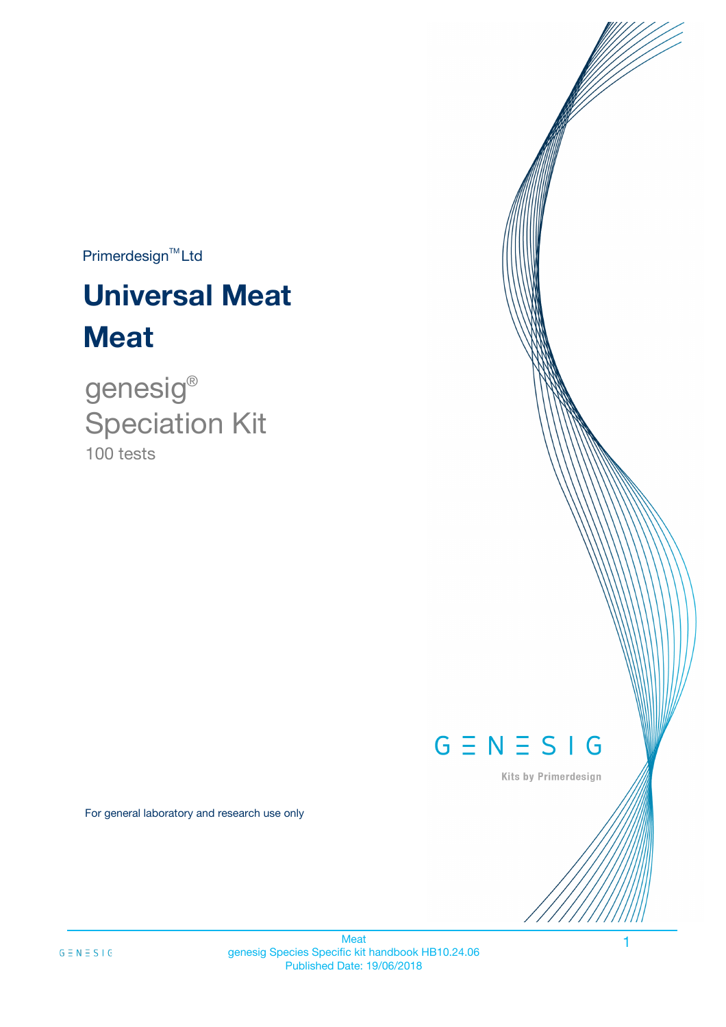Primerdesign™ Ltd

# Universal Meat

# Meat

genesig®
Speciation Kit
100 tests

GENESIG

Kits by Primerdesign

For general laboratory and research use only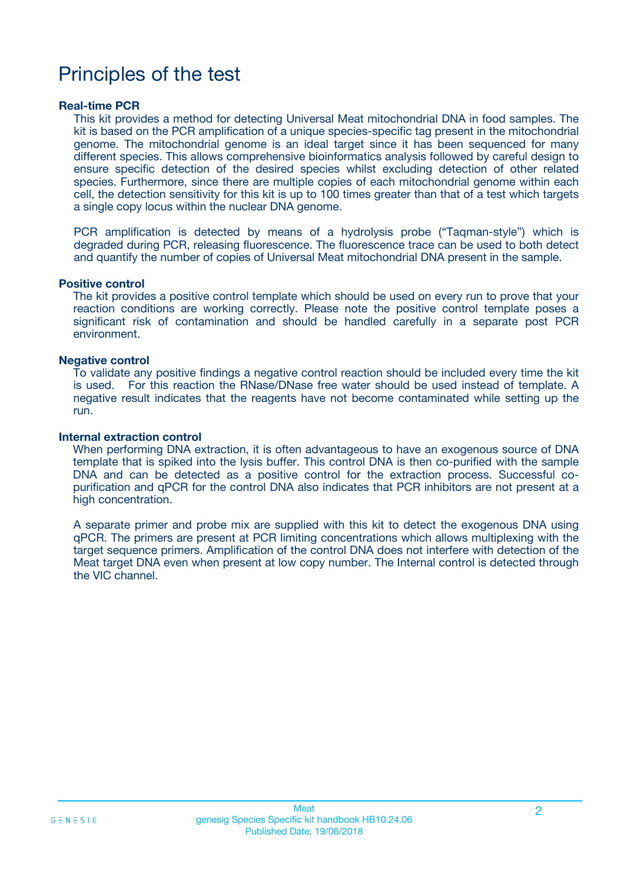# Principles of the test

### Real-time PCR

This kit provides a method for detecting Universal Meat mitochondrial DNA in food samples. The kit is based on the PCR amplification of a unique species-specific tag present in the mitochondrial genome. The mitochondrial genome is an ideal target since it has been sequenced for many different species. This allows comprehensive bioinformatics analysis followed by careful design to ensure specific detection of the desired species whilst excluding detection of other related species. Furthermore, since there are multiple copies of each mitochondrial genome within each cell, the detection sensitivity for this kit is up to 100 times greater than that of a test which targets a single copy locus within the nuclear DNA genome.

PCR amplification is detected by means of a hydrolysis probe ("Taqman-style") which is degraded during PCR, releasing fluorescence. The fluorescence trace can be used to both detect and quantify the number of copies of Universal Meat mitochondrial DNA present in the sample.

### Positive control

The kit provides a positive control template which should be used on every run to prove that your reaction conditions are working correctly. Please note the positive control template poses a significant risk of contamination and should be handled carefully in a separate post PCR environment.

### Negative control

To validate any positive findings a negative control reaction should be included every time the kit is used. For this reaction the RNase/DNase free water should be used instead of template. A negative result indicates that the reagents have not become contaminated while setting up the run.

### Internal extraction control

When performing DNA extraction, it is often advantageous to have an exogenous source of DNA template that is spiked into the lysis buffer. This control DNA is then co-purified with the sample DNA and can be detected as a positive control for the extraction process. Successful co-purification and qPCR for the control DNA also indicates that PCR inhibitors are not present at a high concentration.

A separate primer and probe mix are supplied with this kit to detect the exogenous DNA using qPCR. The primers are present at PCR limiting concentrations which allows multiplexing with the target sequence primers. Amplification of the control DNA does not interfere with detection of the Meat target DNA even when present at low copy number. The Internal control is detected through the VIC channel.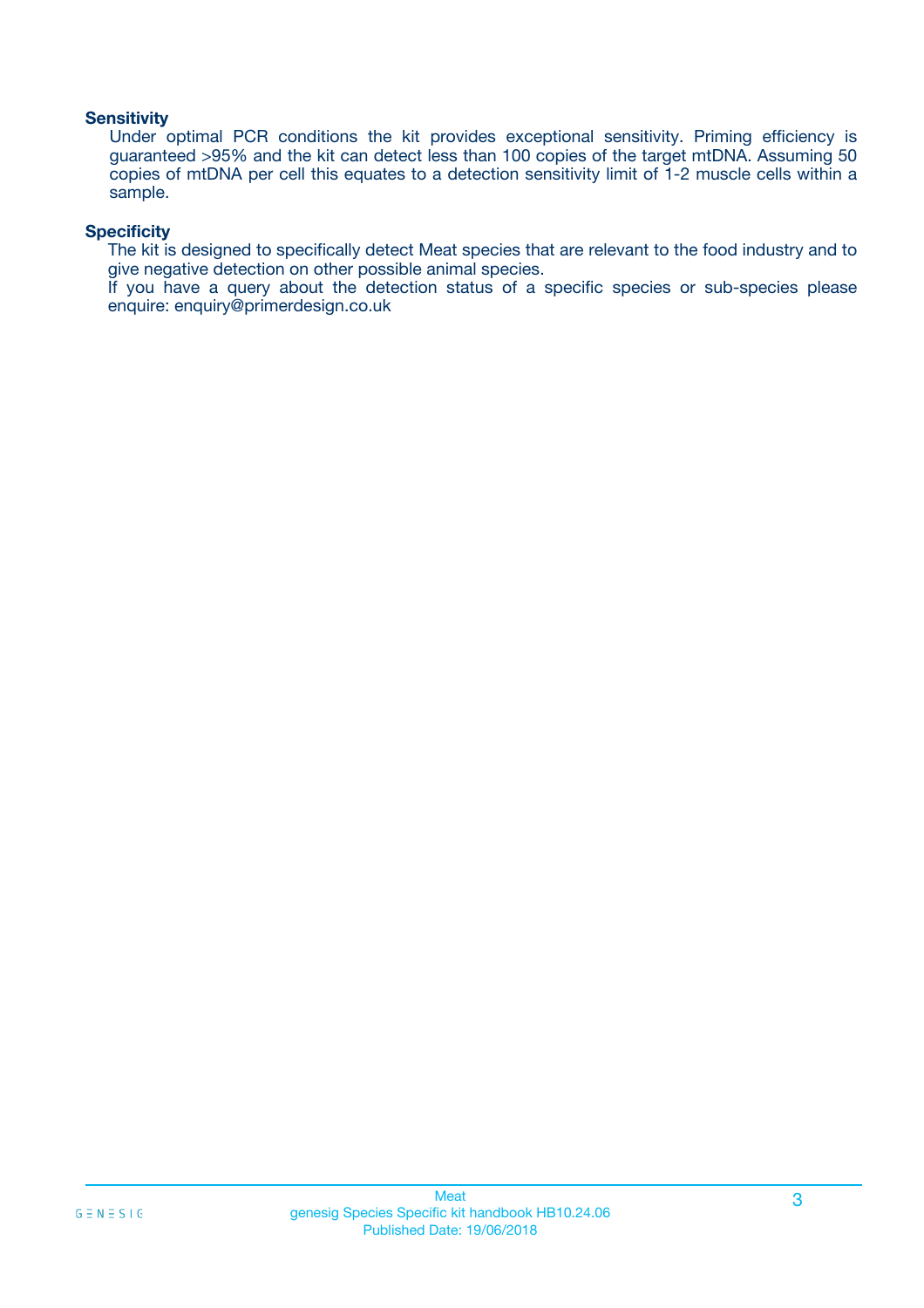### Sensitivity

Under optimal PCR conditions the kit provides exceptional sensitivity. Priming efficiency is guaranteed >95% and the kit can detect less than 100 copies of the target mtDNA. Assuming 50 copies of mtDNA per cell this equates to a detection sensitivity limit of 1-2 muscle cells within a sample.

### Specificity

The kit is designed to specifically detect Meat species that are relevant to the food industry and to give negative detection on other possible animal species.
If you have a query about the detection status of a specific species or sub-species please enquire: enquiry@primerdesign.co.uk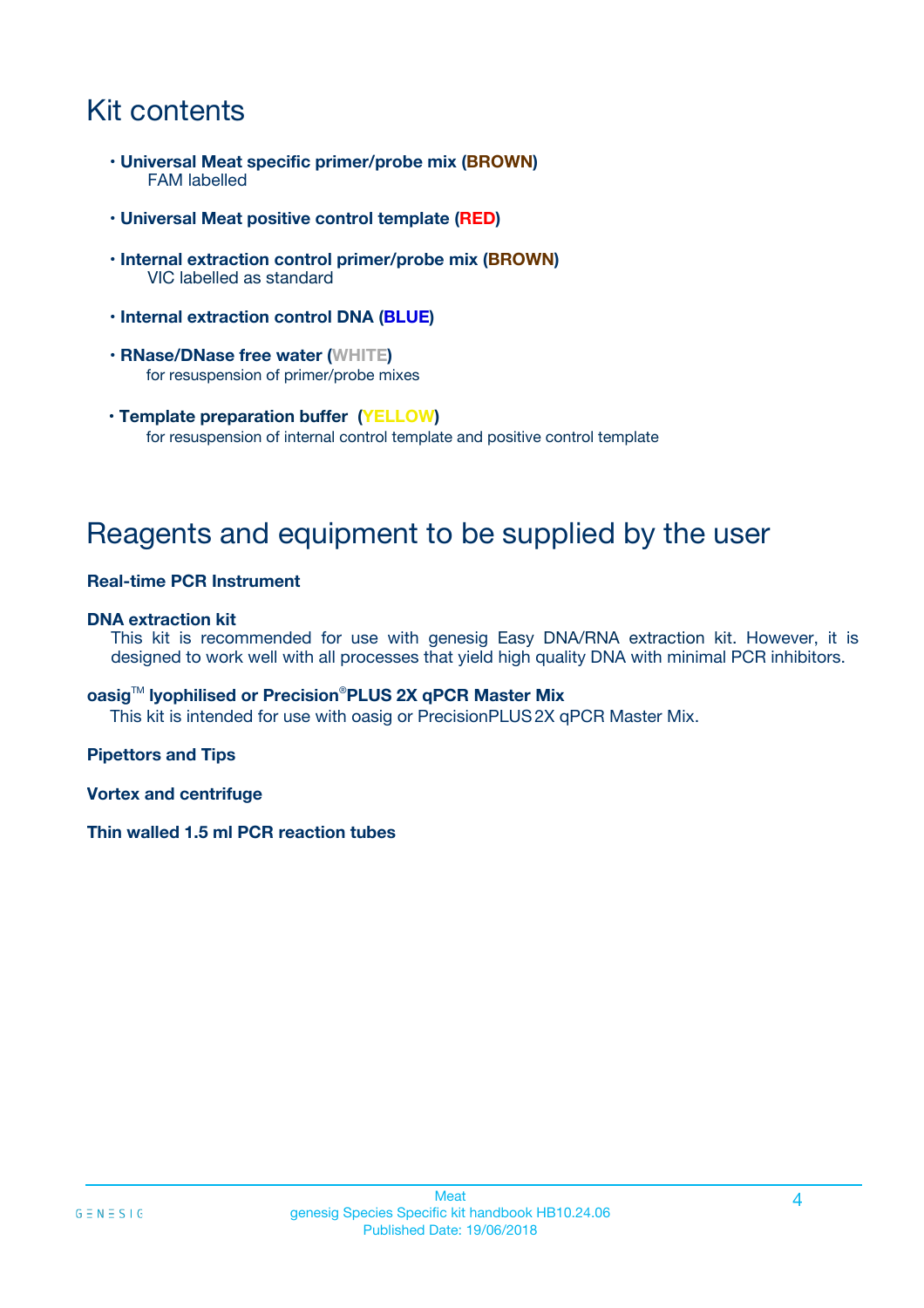# Kit contents

- **Universal Meat specific primer/probe mix (BROWN)**
  FAM labelled
- **Universal Meat positive control template (RED)**
- **Internal extraction control primer/probe mix (BROWN)**
  VIC labelled as standard
- **Internal extraction control DNA (BLUE)**
- **RNase/DNase free water (WHITE)**
  for resuspension of primer/probe mixes
- **Template preparation buffer (YELLOW)**
  for resuspension of internal control template and positive control template

# Reagents and equipment to be supplied by the user

**Real-time PCR Instrument**

**DNA extraction kit**

This kit is recommended for use with genesig Easy DNA/RNA extraction kit. However, it is designed to work well with all processes that yield high quality DNA with minimal PCR inhibitors.

**oasig™ lyophilised or Precision®PLUS 2X qPCR Master Mix**

This kit is intended for use with oasig or PrecisionPLUS 2X qPCR Master Mix.

**Pipettors and Tips**

**Vortex and centrifuge**

**Thin walled 1.5 ml PCR reaction tubes**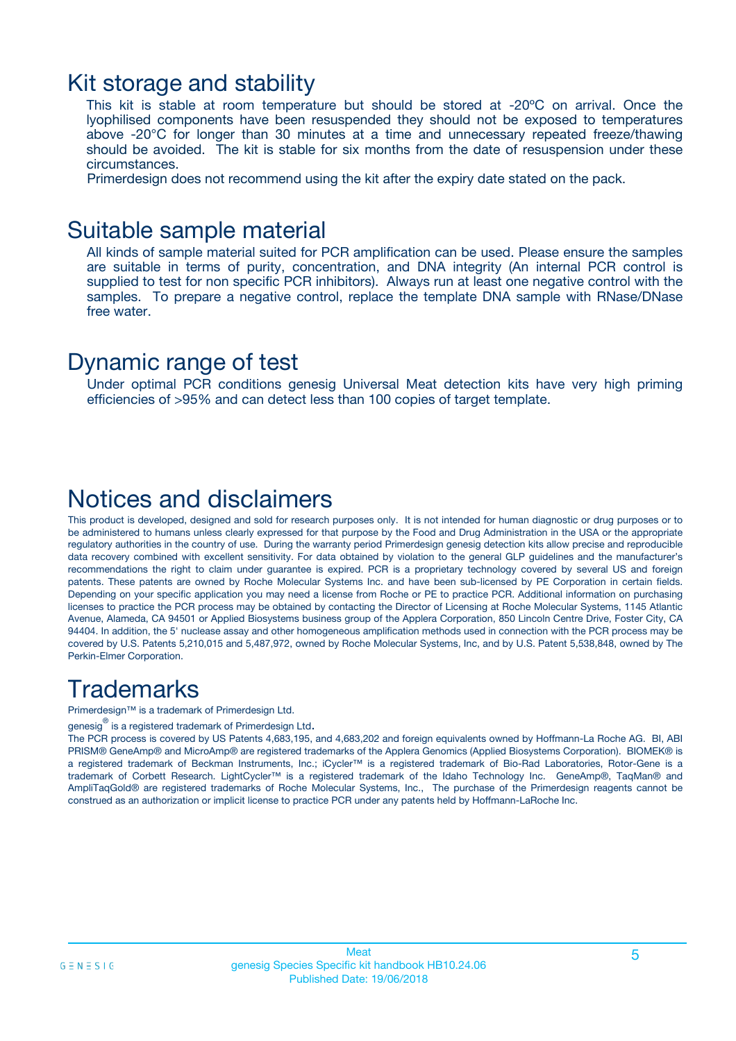## Kit storage and stability

This kit is stable at room temperature but should be stored at -20ºC on arrival. Once the lyophilised components have been resuspended they should not be exposed to temperatures above -20°C for longer than 30 minutes at a time and unnecessary repeated freeze/thawing should be avoided. The kit is stable for six months from the date of resuspension under these circumstances.

Primerdesign does not recommend using the kit after the expiry date stated on the pack.

## Suitable sample material

All kinds of sample material suited for PCR amplification can be used. Please ensure the samples are suitable in terms of purity, concentration, and DNA integrity (An internal PCR control is supplied to test for non specific PCR inhibitors). Always run at least one negative control with the samples. To prepare a negative control, replace the template DNA sample with RNase/DNase free water.

## Dynamic range of test

Under optimal PCR conditions genesig Universal Meat detection kits have very high priming efficiencies of >95% and can detect less than 100 copies of target template.

## Notices and disclaimers

This product is developed, designed and sold for research purposes only. It is not intended for human diagnostic or drug purposes or to be administered to humans unless clearly expressed for that purpose by the Food and Drug Administration in the USA or the appropriate regulatory authorities in the country of use. During the warranty period Primerdesign genesig detection kits allow precise and reproducible data recovery combined with excellent sensitivity. For data obtained by violation to the general GLP guidelines and the manufacturer's recommendations the right to claim under guarantee is expired. PCR is a proprietary technology covered by several US and foreign patents. These patents are owned by Roche Molecular Systems Inc. and have been sub-licensed by PE Corporation in certain fields. Depending on your specific application you may need a license from Roche or PE to practice PCR. Additional information on purchasing licenses to practice the PCR process may be obtained by contacting the Director of Licensing at Roche Molecular Systems, 1145 Atlantic Avenue, Alameda, CA 94501 or Applied Biosystems business group of the Applera Corporation, 850 Lincoln Centre Drive, Foster City, CA 94404. In addition, the 5' nuclease assay and other homogeneous amplification methods used in connection with the PCR process may be covered by U.S. Patents 5,210,015 and 5,487,972, owned by Roche Molecular Systems, Inc, and by U.S. Patent 5,538,848, owned by The Perkin-Elmer Corporation.

## Trademarks

Primerdesign™ is a trademark of Primerdesign Ltd.

genesig® is a registered trademark of Primerdesign Ltd.

The PCR process is covered by US Patents 4,683,195, and 4,683,202 and foreign equivalents owned by Hoffmann-La Roche AG. BI, ABI PRISM® GeneAmp® and MicroAmp® are registered trademarks of the Applera Genomics (Applied Biosystems Corporation). BIOMEK® is a registered trademark of Beckman Instruments, Inc.; iCycler™ is a registered trademark of Bio-Rad Laboratories, Rotor-Gene is a trademark of Corbett Research. LightCycler™ is a registered trademark of the Idaho Technology Inc. GeneAmp®, TaqMan® and AmpliTaqGold® are registered trademarks of Roche Molecular Systems, Inc., The purchase of the Primerdesign reagents cannot be construed as an authorization or implicit license to practice PCR under any patents held by Hoffmann-LaRoche Inc.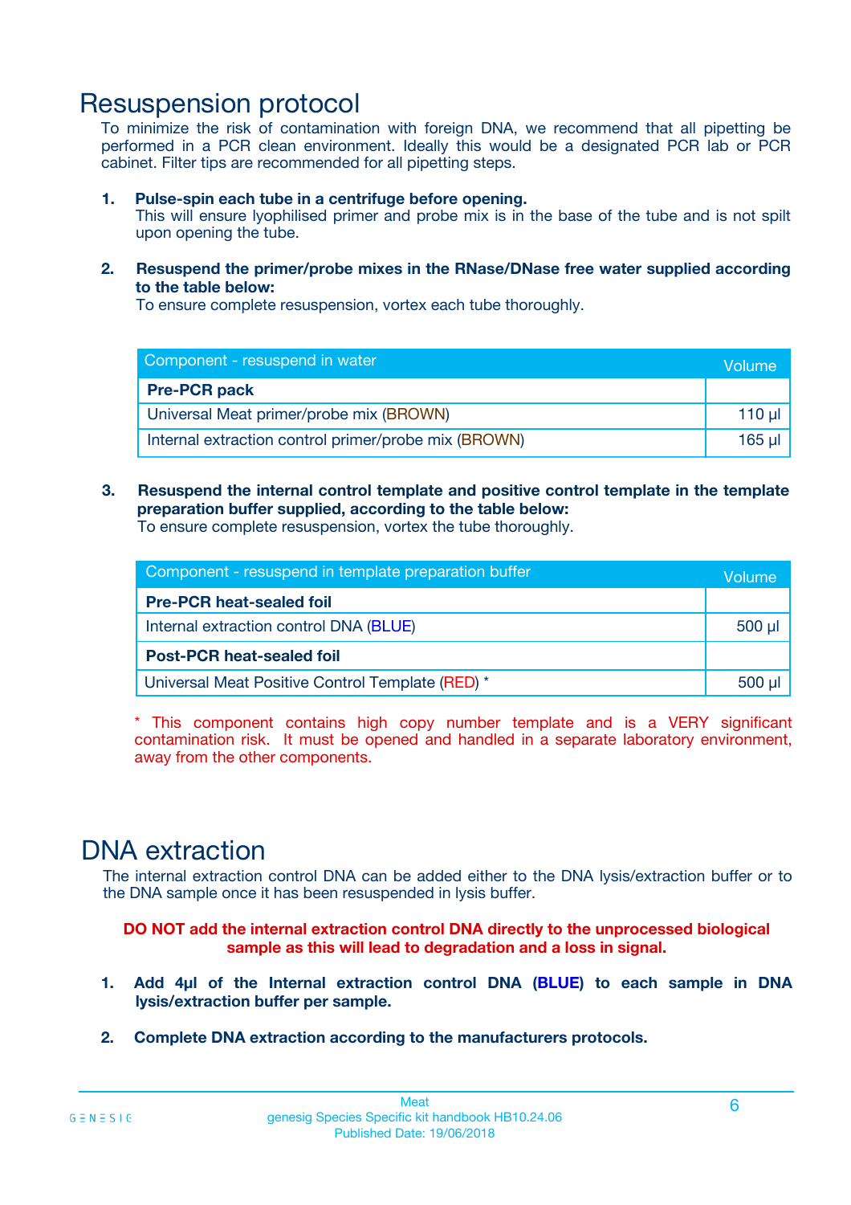# Resuspension protocol

To minimize the risk of contamination with foreign DNA, we recommend that all pipetting be performed in a PCR clean environment. Ideally this would be a designated PCR lab or PCR cabinet. Filter tips are recommended for all pipetting steps.

1. **Pulse-spin each tube in a centrifuge before opening.**
   This will ensure lyophilised primer and probe mix is in the base of the tube and is not spilt upon opening the tube.

2. **Resuspend the primer/probe mixes in the RNase/DNase free water supplied according to the table below:**
   To ensure complete resuspension, vortex each tube thoroughly.

| Component - resuspend in water | Volume |
|---|---|
| **Pre-PCR pack** | |
| Universal Meat primer/probe mix (BROWN) | 110 µl |
| Internal extraction control primer/probe mix (BROWN) | 165 µl |

3. **Resuspend the internal control template and positive control template in the template preparation buffer supplied, according to the table below:**
   To ensure complete resuspension, vortex the tube thoroughly.

| Component - resuspend in template preparation buffer | Volume |
|---|---|
| **Pre-PCR heat-sealed foil** | |
| Internal extraction control DNA (BLUE) | 500 µl |
| **Post-PCR heat-sealed foil** | |
| Universal Meat Positive Control Template (RED) * | 500 µl |

\* This component contains high copy number template and is a VERY significant contamination risk. It must be opened and handled in a separate laboratory environment, away from the other components.

# DNA extraction

The internal extraction control DNA can be added either to the DNA lysis/extraction buffer or to the DNA sample once it has been resuspended in lysis buffer.

**DO NOT add the internal extraction control DNA directly to the unprocessed biological sample as this will lead to degradation and a loss in signal.**

1. **Add 4µl of the Internal extraction control DNA (BLUE) to each sample in DNA lysis/extraction buffer per sample.**

2. **Complete DNA extraction according to the manufacturers protocols.**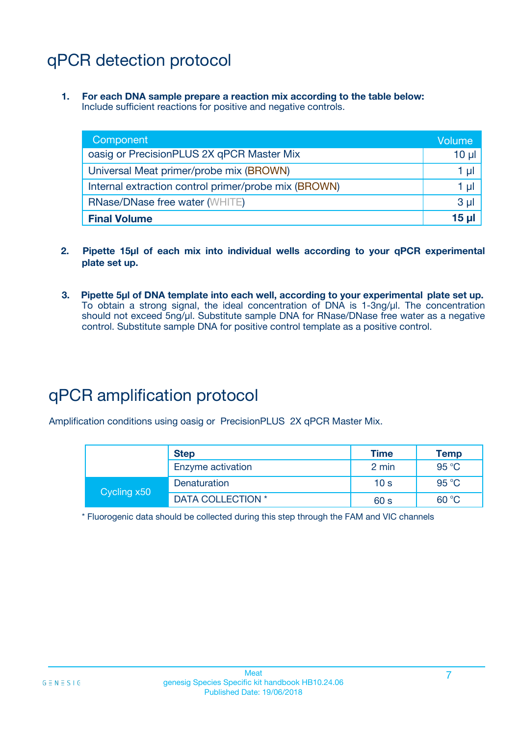# qPCR detection protocol

1. **For each DNA sample prepare a reaction mix according to the table below:**
   Include sufficient reactions for positive and negative controls.

| Component | Volume |
|---|---|
| oasig or PrecisionPLUS 2X qPCR Master Mix | 10 µl |
| Universal Meat primer/probe mix (BROWN) | 1 µl |
| Internal extraction control primer/probe mix (BROWN) | 1 µl |
| RNase/DNase free water (WHITE) | 3 µl |
| **Final Volume** | **15 µl** |

2. **Pipette 15µl of each mix into individual wells according to your qPCR experimental plate set up.**

3. **Pipette 5µl of DNA template into each well, according to your experimental plate set up.**
   To obtain a strong signal, the ideal concentration of DNA is 1-3ng/µl. The concentration should not exceed 5ng/µl. Substitute sample DNA for RNase/DNase free water as a negative control. Substitute sample DNA for positive control template as a positive control.

# qPCR amplification protocol

Amplification conditions using oasig or PrecisionPLUS 2X qPCR Master Mix.

| | Step | Time | Temp |
|---|---|---|---|
| | Enzyme activation | 2 min | 95 °C |
| Cycling x50 | Denaturation | 10 s | 95 °C |
| | DATA COLLECTION * | 60 s | 60 °C |

* Fluorogenic data should be collected during this step through the FAM and VIC channels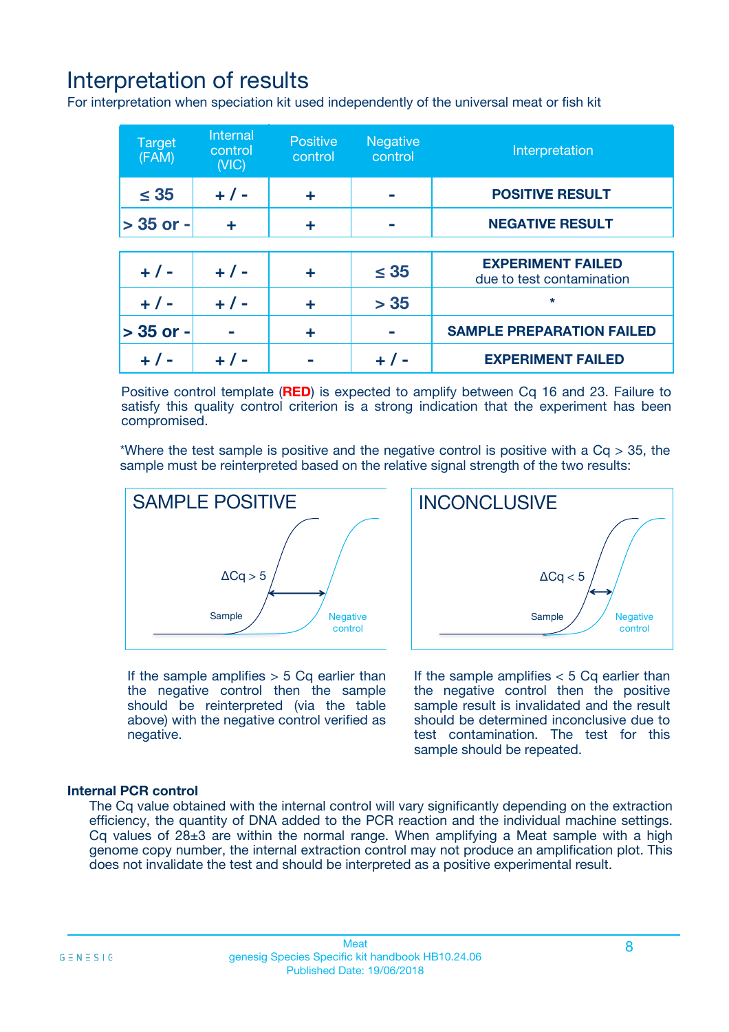# Interpretation of results

For interpretation when speciation kit used independently of the universal meat or fish kit

| Target (FAM) | Internal control (VIC) | Positive control | Negative control | Interpretation |
|---|---|---|---|---|
| ≤ 35 | + / - | + | - | **POSITIVE RESULT** |
| > 35 or - | + | + | - | **NEGATIVE RESULT** |
| + / - | + / - | + | ≤ 35 | **EXPERIMENT FAILED** due to test contamination |
| + / - | + / - | + | > 35 | * |
| > 35 or - | - | + | - | **SAMPLE PREPARATION FAILED** |
| + / - | + / - | - | + / - | **EXPERIMENT FAILED** |

Positive control template (**RED**) is expected to amplify between Cq 16 and 23. Failure to satisfy this quality control criterion is a strong indication that the experiment has been compromised.

*Where the test sample is positive and the negative control is positive with a Cq > 35, the sample must be reinterpreted based on the relative signal strength of the two results:

**SAMPLE POSITIVE**

ΔCq > 5

Sample — Negative control

If the sample amplifies > 5 Cq earlier than the negative control then the sample should be reinterpreted (via the table above) with the negative control verified as negative.

**INCONCLUSIVE**

ΔCq < 5

Sample — Negative control

If the sample amplifies < 5 Cq earlier than the negative control then the positive sample result is invalidated and the result should be determined inconclusive due to test contamination. The test for this sample should be repeated.

### Internal PCR control

The Cq value obtained with the internal control will vary significantly depending on the extraction efficiency, the quantity of DNA added to the PCR reaction and the individual machine settings. Cq values of 28±3 are within the normal range. When amplifying a Meat sample with a high genome copy number, the internal extraction control may not produce an amplification plot. This does not invalidate the test and should be interpreted as a positive experimental result.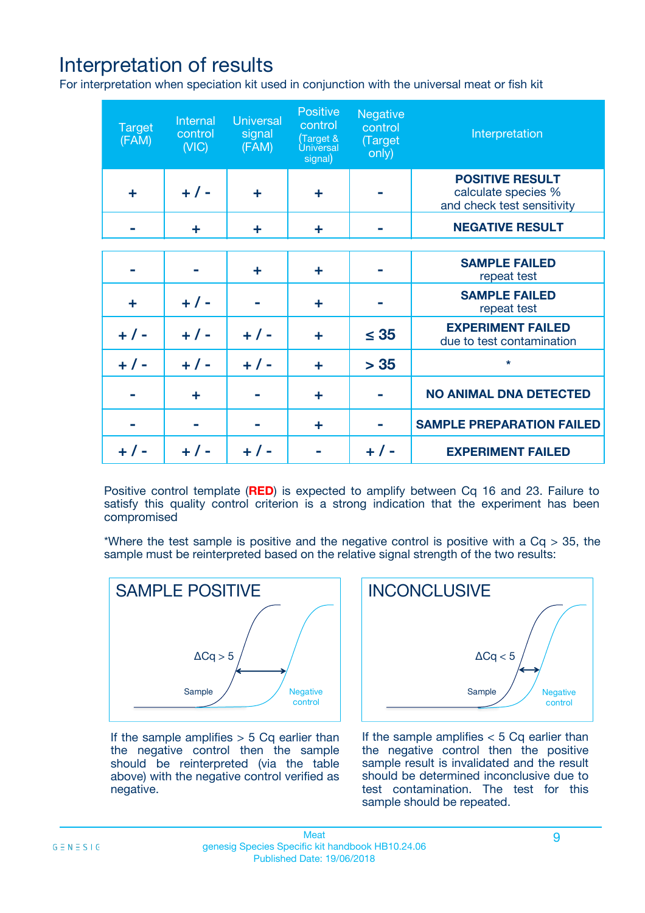# Interpretation of results

For interpretation when speciation kit used in conjunction with the universal meat or fish kit

| Target (FAM) | Internal control (VIC) | Universal signal (FAM) | Positive control (Target & Universal signal) | Negative control (Target only) | Interpretation |
|---|---|---|---|---|---|
| + | + / - | + | + | - | **POSITIVE RESULT** calculate species % and check test sensitivity |
| - | + | + | + | - | **NEGATIVE RESULT** |
| - | - | + | + | - | **SAMPLE FAILED** repeat test |
| + | + / - | - | + | - | **SAMPLE FAILED** repeat test |
| + / - | + / - | + / - | + | ≤ 35 | **EXPERIMENT FAILED** due to test contamination |
| + / - | + / - | + / - | + | > 35 | * |
| - | + | - | + | - | **NO ANIMAL DNA DETECTED** |
| - | - | - | + | - | **SAMPLE PREPARATION FAILED** |
| + / - | + / - | + / - | - | + / - | **EXPERIMENT FAILED** |

Positive control template (**RED**) is expected to amplify between Cq 16 and 23. Failure to satisfy this quality control criterion is a strong indication that the experiment has been compromised

*Where the test sample is positive and the negative control is positive with a Cq > 35, the sample must be reinterpreted based on the relative signal strength of the two results:

**SAMPLE POSITIVE**

ΔCq > 5

Sample

Negative control

If the sample amplifies > 5 Cq earlier than the negative control then the sample should be reinterpreted (via the table above) with the negative control verified as negative.

**INCONCLUSIVE**

ΔCq < 5

Sample

Negative control

If the sample amplifies < 5 Cq earlier than the negative control then the positive sample result is invalidated and the result should be determined inconclusive due to test contamination. The test for this sample should be repeated.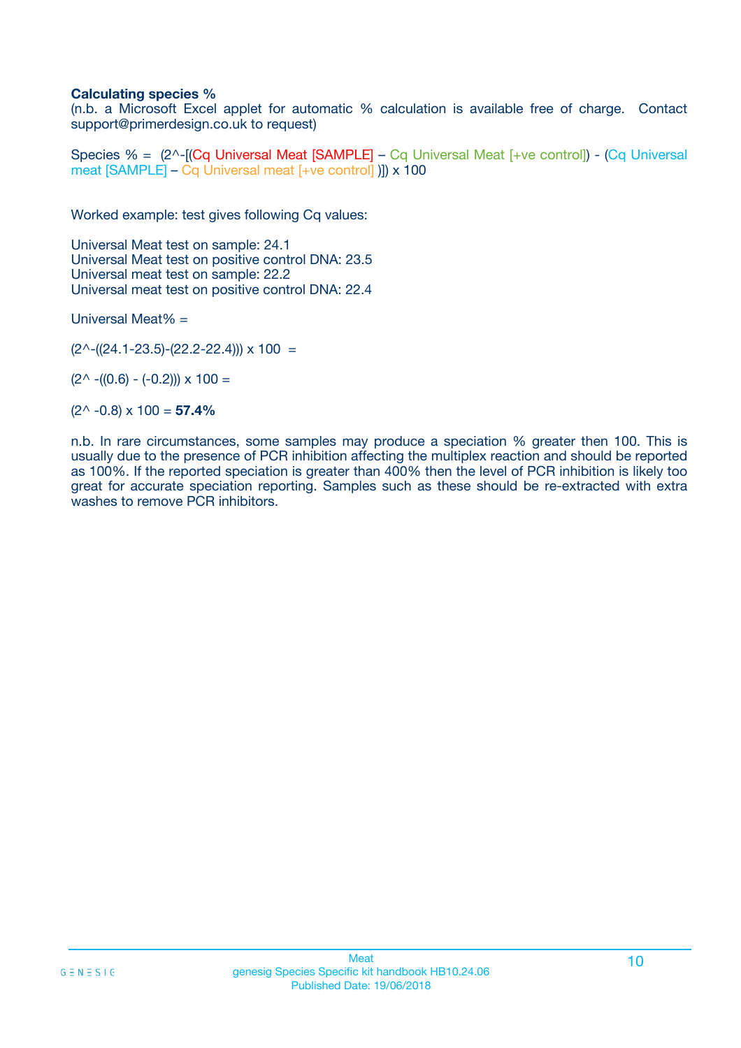**Calculating species %**
(n.b. a Microsoft Excel applet for automatic % calculation is available free of charge. Contact support@primerdesign.co.uk to request)

Species % = (2^-[(Cq Universal Meat [SAMPLE] – Cq Universal Meat [+ve control]) - (Cq Universal meat [SAMPLE] – Cq Universal meat [+ve control] )]) x 100

Worked example: test gives following Cq values:

Universal Meat test on sample: 24.1
Universal Meat test on positive control DNA: 23.5
Universal meat test on sample: 22.2
Universal meat test on positive control DNA: 22.4

Universal Meat% =

(2^-((24.1-23.5)-(22.2-22.4))) x 100 =

(2^ -((0.6) - (-0.2))) x 100 =

(2^ -0.8) x 100 = **57.4%**

n.b. In rare circumstances, some samples may produce a speciation % greater then 100. This is usually due to the presence of PCR inhibition affecting the multiplex reaction and should be reported as 100%. If the reported speciation is greater than 400% then the level of PCR inhibition is likely too great for accurate speciation reporting. Samples such as these should be re-extracted with extra washes to remove PCR inhibitors.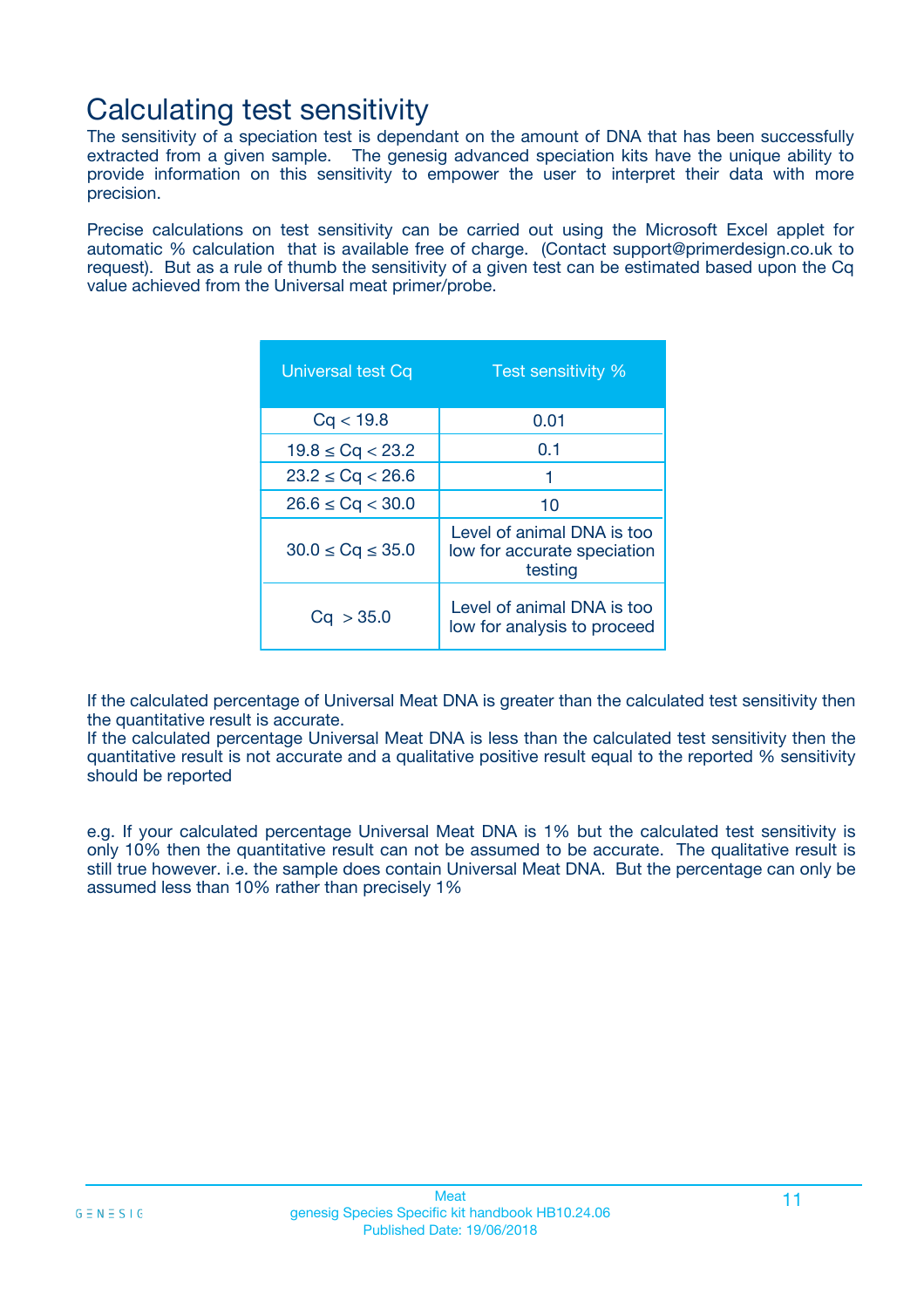# Calculating test sensitivity

The sensitivity of a speciation test is dependant on the amount of DNA that has been successfully extracted from a given sample. The genesig advanced speciation kits have the unique ability to provide information on this sensitivity to empower the user to interpret their data with more precision.

Precise calculations on test sensitivity can be carried out using the Microsoft Excel applet for automatic % calculation that is available free of charge. (Contact support@primerdesign.co.uk to request). But as a rule of thumb the sensitivity of a given test can be estimated based upon the Cq value achieved from the Universal meat primer/probe.

| Universal test Cq | Test sensitivity % |
|---|---|
| $Cq < 19.8$ | 0.01 |
| $19.8 \leq Cq < 23.2$ | 0.1 |
| $23.2 \leq Cq < 26.6$ | 1 |
| $26.6 \leq Cq < 30.0$ | 10 |
| $30.0 \leq Cq \leq 35.0$ | Level of animal DNA is too low for accurate speciation testing |
| $Cq > 35.0$ | Level of animal DNA is too low for analysis to proceed |

If the calculated percentage of Universal Meat DNA is greater than the calculated test sensitivity then the quantitative result is accurate.
If the calculated percentage Universal Meat DNA is less than the calculated test sensitivity then the quantitative result is not accurate and a qualitative positive result equal to the reported % sensitivity should be reported

e.g. If your calculated percentage Universal Meat DNA is 1% but the calculated test sensitivity is only 10% then the quantitative result can not be assumed to be accurate. The qualitative result is still true however. i.e. the sample does contain Universal Meat DNA. But the percentage can only be assumed less than 10% rather than precisely 1%